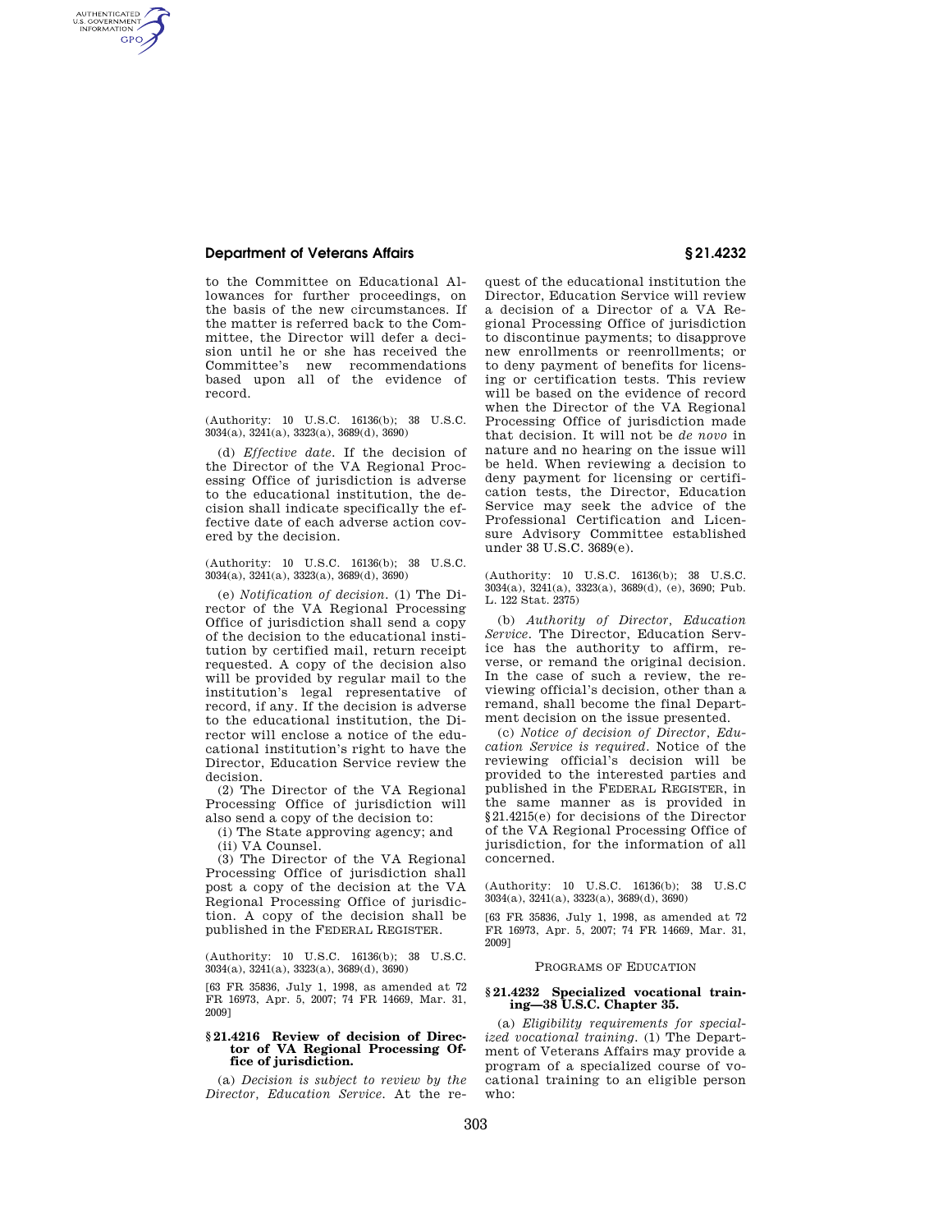to the Committee on Educational Allowances for further proceedings, on the basis of the new circumstances. If the matter is referred back to the Committee, the Director will defer a decision until he or she has received the Committee's new recommendations based upon all of the evidence of record.

(Authority: 10 U.S.C. 16136(b); 38 U.S.C. 3034(a), 3241(a), 3323(a), 3689(d), 3690)

(d) *Effective date.* If the decision of the Director of the VA Regional Processing Office of jurisdiction is adverse to the educational institution, the decision shall indicate specifically the effective date of each adverse action covered by the decision.

(Authority: 10 U.S.C. 16136(b); 38 U.S.C. 3034(a), 3241(a), 3323(a), 3689(d), 3690)

(e) *Notification of decision.* (1) The Director of the VA Regional Processing Office of jurisdiction shall send a copy of the decision to the educational institution by certified mail, return receipt requested. A copy of the decision also will be provided by regular mail to the institution's legal representative of record, if any. If the decision is adverse to the educational institution, the Director will enclose a notice of the educational institution's right to have the Director, Education Service review the decision.

(2) The Director of the VA Regional Processing Office of jurisdiction will also send a copy of the decision to:

(i) The State approving agency; and

(ii) VA Counsel.

(3) The Director of the VA Regional Processing Office of jurisdiction shall post a copy of the decision at the VA Regional Processing Office of jurisdiction. A copy of the decision shall be published in the FEDERAL REGISTER.

(Authority: 10 U.S.C. 16136(b); 38 U.S.C. 3034(a), 3241(a), 3323(a), 3689(d), 3690)

[63 FR 35836, July 1, 1998, as amended at 72 FR 16973, Apr. 5, 2007; 74 FR 14669, Mar. 31, 2009]

### § 21.4216 Review of decision of Director of VA Regional Processing Office of jurisdiction.

(a) *Decision is subject to review by the Director, Education Service.* At the request of the educational institution the Director, Education Service will review a decision of a Director of a VA Regional Processing Office of jurisdiction to discontinue payments; to disapprove new enrollments or reenrollments; or to deny payment of benefits for licensing or certification tests. This review will be based on the evidence of record when the Director of the VA Regional Processing Office of jurisdiction made that decision. It will not be *de novo* in nature and no hearing on the issue will be held. When reviewing a decision to deny payment for licensing or certification tests, the Director, Education Service may seek the advice of the Professional Certification and Licensure Advisory Committee established under 38 U.S.C. 3689(e).

(Authority: 10 U.S.C. 16136(b); 38 U.S.C. 3034(a), 3241(a), 3323(a), 3689(d), (e), 3690; Pub. L. 122 Stat. 2375)

(b) *Authority of Director, Education Service.* The Director, Education Service has the authority to affirm, reverse, or remand the original decision. In the case of such a review, the reviewing official's decision, other than a remand, shall become the final Department decision on the issue presented.

(c) *Notice of decision of Director, Education Service is required.* Notice of the reviewing official's decision will be provided to the interested parties and published in the FEDERAL REGISTER, in the same manner as is provided in §21.4215(e) for decisions of the Director of the VA Regional Processing Office of jurisdiction, for the information of all concerned.

(Authority: 10 U.S.C. 16136(b); 38 U.S.C 3034(a), 3241(a), 3323(a), 3689(d), 3690)

[63 FR 35836, July 1, 1998, as amended at 72 FR 16973, Apr. 5, 2007; 74 FR 14669, Mar. 31, 2009]

## PROGRAMS OF EDUCATION

### § 21.4232 Specialized vocational training—38 U.S.C. Chapter 35.

(a) *Eligibility requirements for specialized vocational training.* (1) The Department of Veterans Affairs may provide a program of a specialized course of vocational training to an eligible person who: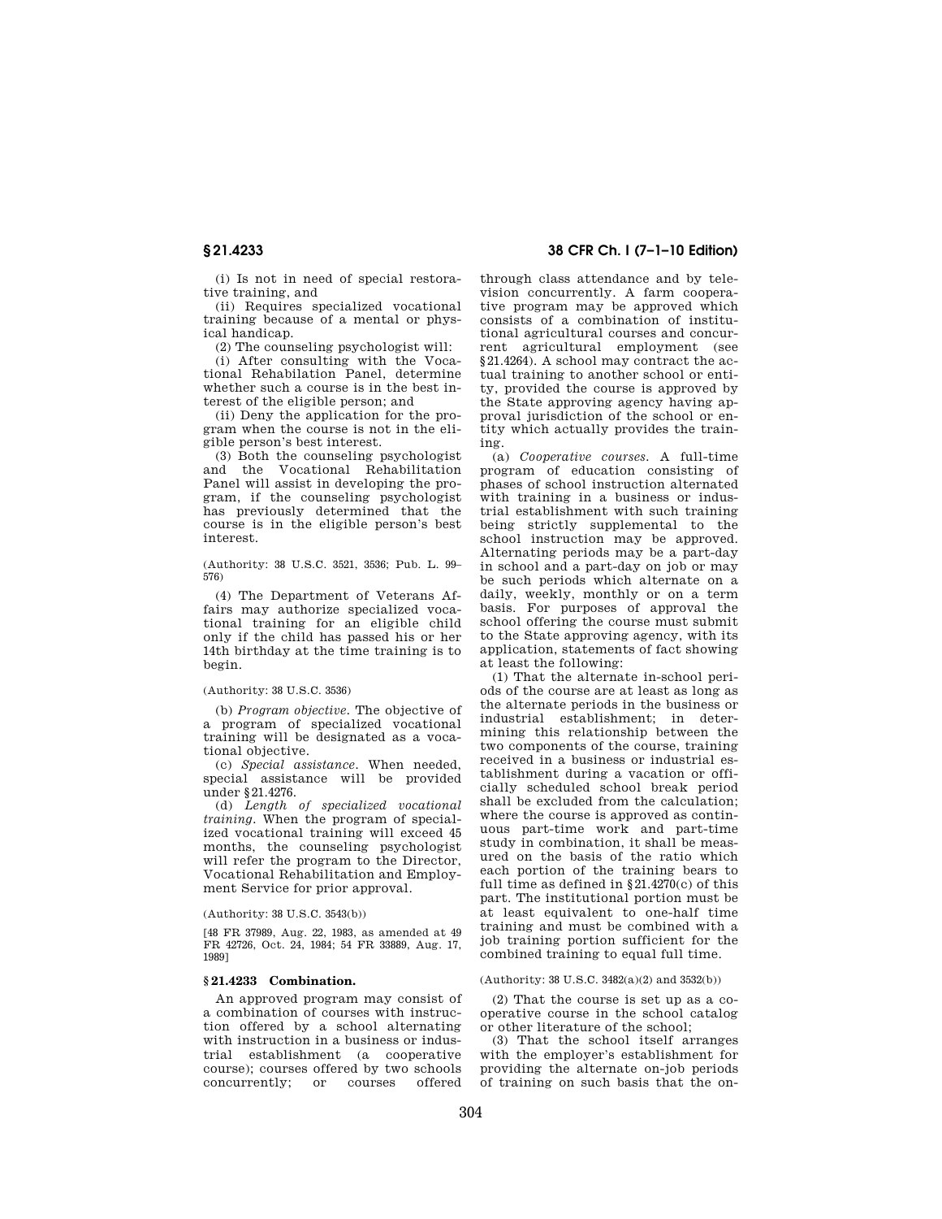(i) Is not in need of special restorative training, and

(ii) Requires specialized vocational training because of a mental or physical handicap.

(2) The counseling psychologist will:

(i) After consulting with the Vocational Rehabilation Panel, determine whether such a course is in the best interest of the eligible person; and

(ii) Deny the application for the program when the course is not in the eligible person's best interest.

(3) Both the counseling psychologist and the Vocational Rehabilitation Panel will assist in developing the program, if the counseling psychologist has previously determined that the course is in the eligible person's best interest.

(Authority: 38 U.S.C. 3521, 3536; Pub. L. 99–576)

(4) The Department of Veterans Affairs may authorize specialized vocational training for an eligible child only if the child has passed his or her 14th birthday at the time training is to begin.

(Authority: 38 U.S.C. 3536)

(b) *Program objective.* The objective of a program of specialized vocational training will be designated as a vocational objective.

(c) *Special assistance.* When needed, special assistance will be provided under §21.4276.

(d) *Length of specialized vocational training.* When the program of specialized vocational training will exceed 45 months, the counseling psychologist will refer the program to the Director, Vocational Rehabilitation and Employment Service for prior approval.

(Authority: 38 U.S.C. 3543(b))

[48 FR 37989, Aug. 22, 1983, as amended at 49 FR 42726, Oct. 24, 1984; 54 FR 33889, Aug. 17, 1989]

## §21.4233 Combination.

An approved program may consist of a combination of courses with instruction offered by a school alternating with instruction in a business or industrial establishment (a cooperative course); courses offered by two schools concurrently; or courses offered through class attendance and by television concurrently. A farm cooperative program may be approved which consists of a combination of institutional agricultural courses and concurrent agricultural employment (see §21.4264). A school may contract the actual training to another school or entity, provided the course is approved by the State approving agency having approval jurisdiction of the school or entity which actually provides the training.

(a) *Cooperative courses.* A full-time program of education consisting of phases of school instruction alternated with training in a business or industrial establishment with such training being strictly supplemental to the school instruction may be approved. Alternating periods may be a part-day in school and a part-day on job or may be such periods which alternate on a daily, weekly, monthly or on a term basis. For purposes of approval the school offering the course must submit to the State approving agency, with its application, statements of fact showing at least the following:

(1) That the alternate in-school periods of the course are at least as long as the alternate periods in the business or industrial establishment; in determining this relationship between the two components of the course, training received in a business or industrial establishment during a vacation or officially scheduled school break period shall be excluded from the calculation; where the course is approved as continuous part-time work and part-time study in combination, it shall be measured on the basis of the ratio which each portion of the training bears to full time as defined in §21.4270(c) of this part. The institutional portion must be at least equivalent to one-half time training and must be combined with a job training portion sufficient for the combined training to equal full time.

(Authority: 38 U.S.C. 3482(a)(2) and 3532(b))

(2) That the course is set up as a cooperative course in the school catalog or other literature of the school;

(3) That the school itself arranges with the employer's establishment for providing the alternate on-job periods of training on such basis that the on-